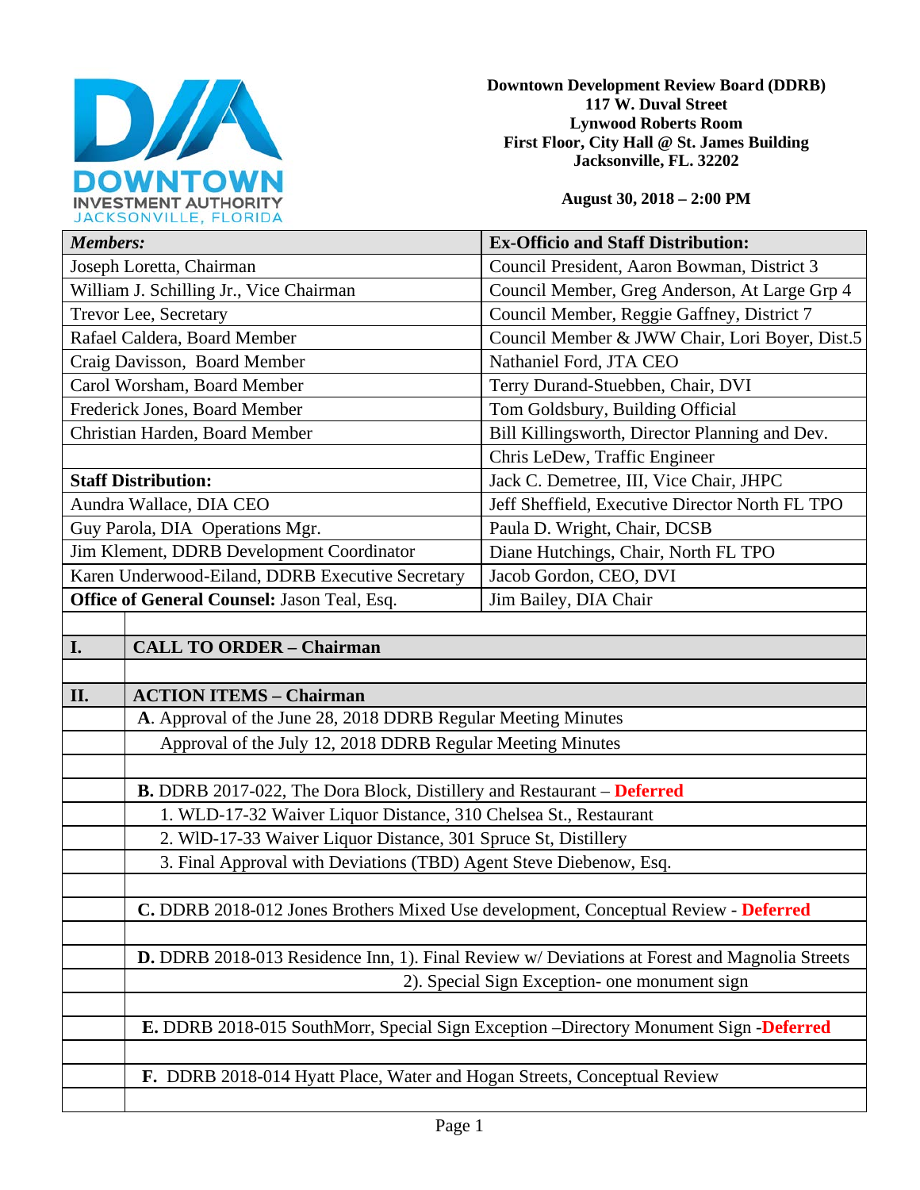DOWNTOWN INVESTMENT AUTHORITY
JACKSONVILLE, FLORIDA

**Downtown Development Review Board (DDRB)**
**117 W. Duval Street**
**Lynwood Roberts Room**
**First Floor, City Hall @ St. James Building**
**Jacksonville, FL. 32202**

**August 30, 2018 – 2:00 PM**

| ***Members:*** | **Ex-Officio and Staff Distribution:** |
|---|---|
| Joseph Loretta, Chairman | Council President, Aaron Bowman, District 3 |
| William J. Schilling Jr., Vice Chairman | Council Member, Greg Anderson, At Large Grp 4 |
| Trevor Lee, Secretary | Council Member, Reggie Gaffney, District 7 |
| Rafael Caldera, Board Member | Council Member & JWW Chair, Lori Boyer, Dist.5 |
| Craig Davisson, Board Member | Nathaniel Ford, JTA CEO |
| Carol Worsham, Board Member | Terry Durand-Stuebben, Chair, DVI |
| Frederick Jones, Board Member | Tom Goldsbury, Building Official |
| Christian Harden, Board Member | Bill Killingsworth, Director Planning and Dev. |
| | Chris LeDew, Traffic Engineer |
| **Staff Distribution:** | Jack C. Demetree, III, Vice Chair, JHPC |
| Aundra Wallace, DIA CEO | Jeff Sheffield, Executive Director North FL TPO |
| Guy Parola, DIA Operations Mgr. | Paula D. Wright, Chair, DCSB |
| Jim Klement, DDRB Development Coordinator | Diane Hutchings, Chair, North FL TPO |
| Karen Underwood-Eiland, DDRB Executive Secretary | Jacob Gordon, CEO, DVI |
| **Office of General Counsel:** Jason Teal, Esq. | Jim Bailey, DIA Chair |

| | |
|---|---|
| **I.** | **CALL TO ORDER – Chairman** |
| **II.** | **ACTION ITEMS – Chairman** |
| | **A**. Approval of the June 28, 2018 DDRB Regular Meeting Minutes |
| | Approval of the July 12, 2018 DDRB Regular Meeting Minutes |
| | |
| | **B.** DDRB 2017-022, The Dora Block, Distillery and Restaurant – **Deferred** |
| | 1. WLD-17-32 Waiver Liquor Distance, 310 Chelsea St., Restaurant |
| | 2. WlD-17-33 Waiver Liquor Distance, 301 Spruce St, Distillery |
| | 3. Final Approval with Deviations (TBD) Agent Steve Diebenow, Esq. |
| | |
| | **C.** DDRB 2018-012 Jones Brothers Mixed Use development, Conceptual Review - **Deferred** |
| | |
| | **D.** DDRB 2018-013 Residence Inn, 1). Final Review w/ Deviations at Forest and Magnolia Streets |
| | 2). Special Sign Exception- one monument sign |
| | |
| | **E.** DDRB 2018-015 SouthMorr, Special Sign Exception –Directory Monument Sign -**Deferred** |
| | |
| | **F.** DDRB 2018-014 Hyatt Place, Water and Hogan Streets, Conceptual Review |
| | |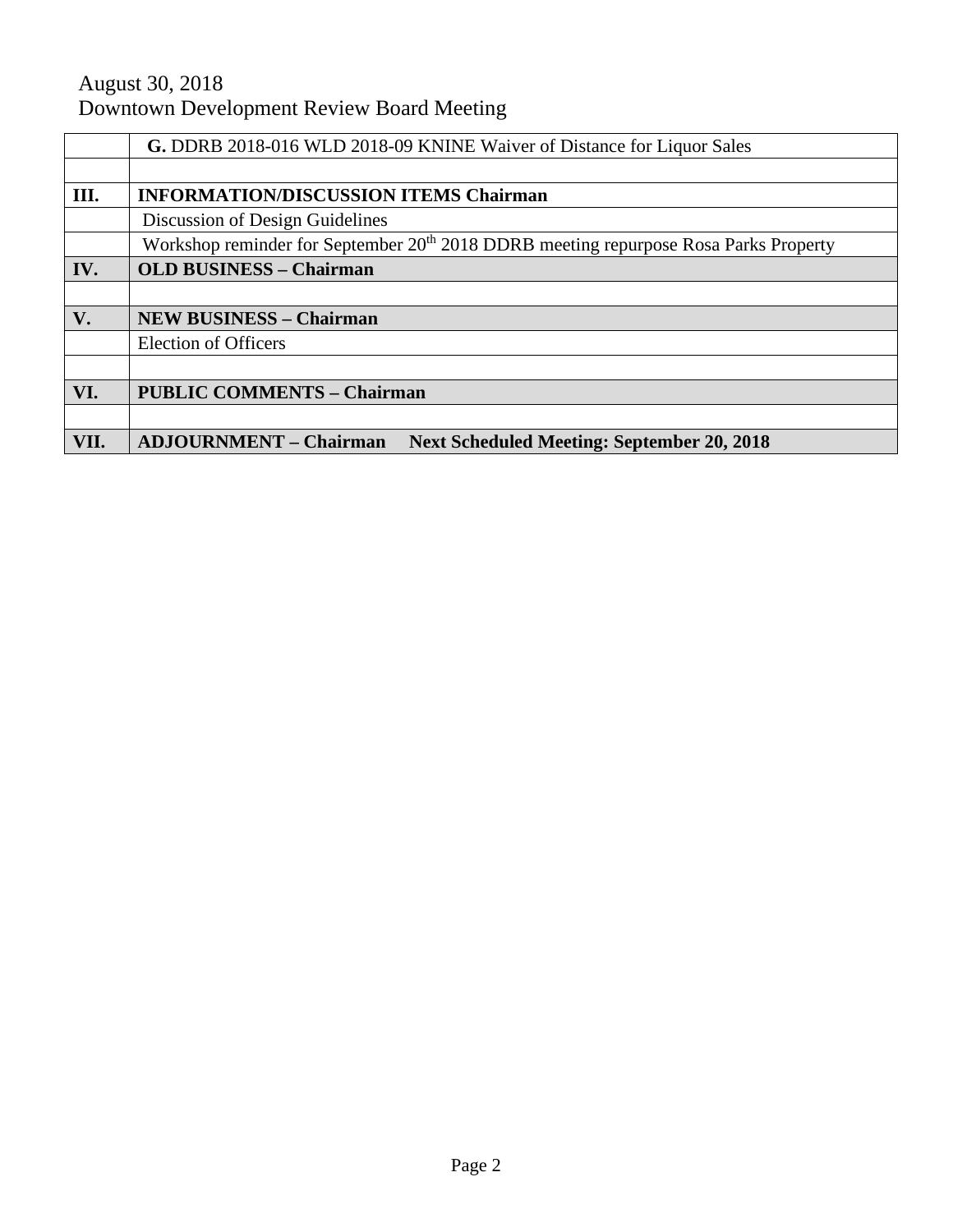August 30, 2018
Downtown Development Review Board Meeting

| | |
|---|---|
| | **G.** DDRB 2018-016 WLD 2018-09 KNINE Waiver of Distance for Liquor Sales |
| | |
| **III.** | **INFORMATION/DISCUSSION ITEMS Chairman** |
| | Discussion of Design Guidelines |
| | Workshop reminder for September 20th 2018 DDRB meeting repurpose Rosa Parks Property |
| **IV.** | **OLD BUSINESS – Chairman** |
| | |
| **V.** | **NEW BUSINESS – Chairman** |
| | Election of Officers |
| | |
| **VI.** | **PUBLIC COMMENTS – Chairman** |
| | |
| **VII.** | **ADJOURNMENT – Chairman Next Scheduled Meeting: September 20, 2018** |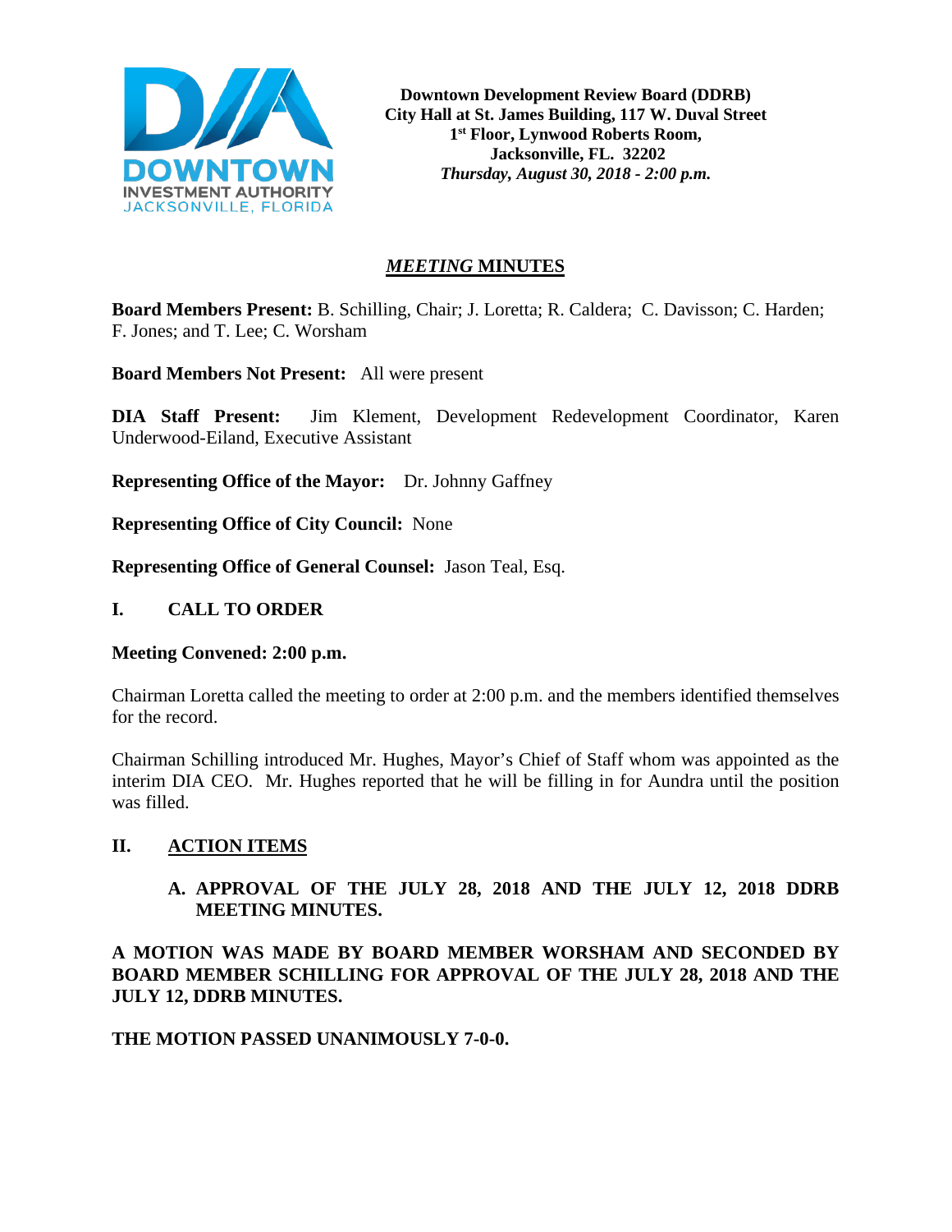**Downtown Development Review Board (DDRB)**
**City Hall at St. James Building, 117 W. Duval Street**
**1st Floor, Lynwood Roberts Room,**
**Jacksonville, FL. 32202**
***Thursday, August 30, 2018 - 2:00 p.m.***

# *MEETING* MINUTES

**Board Members Present:** B. Schilling, Chair; J. Loretta; R. Caldera; C. Davisson; C. Harden; F. Jones; and T. Lee; C. Worsham

**Board Members Not Present:** All were present

**DIA Staff Present:** Jim Klement, Development Redevelopment Coordinator, Karen Underwood-Eiland, Executive Assistant

**Representing Office of the Mayor:** Dr. Johnny Gaffney

**Representing Office of City Council:** None

**Representing Office of General Counsel:** Jason Teal, Esq.

## I. CALL TO ORDER

**Meeting Convened: 2:00 p.m.**

Chairman Loretta called the meeting to order at 2:00 p.m. and the members identified themselves for the record.

Chairman Schilling introduced Mr. Hughes, Mayor's Chief of Staff whom was appointed as the interim DIA CEO. Mr. Hughes reported that he will be filling in for Aundra until the position was filled.

## II. ACTION ITEMS

### A. APPROVAL OF THE JULY 28, 2018 AND THE JULY 12, 2018 DDRB MEETING MINUTES.

**A MOTION WAS MADE BY BOARD MEMBER WORSHAM AND SECONDED BY BOARD MEMBER SCHILLING FOR APPROVAL OF THE JULY 28, 2018 AND THE JULY 12, DDRB MINUTES.**

**THE MOTION PASSED UNANIMOUSLY 7-0-0.**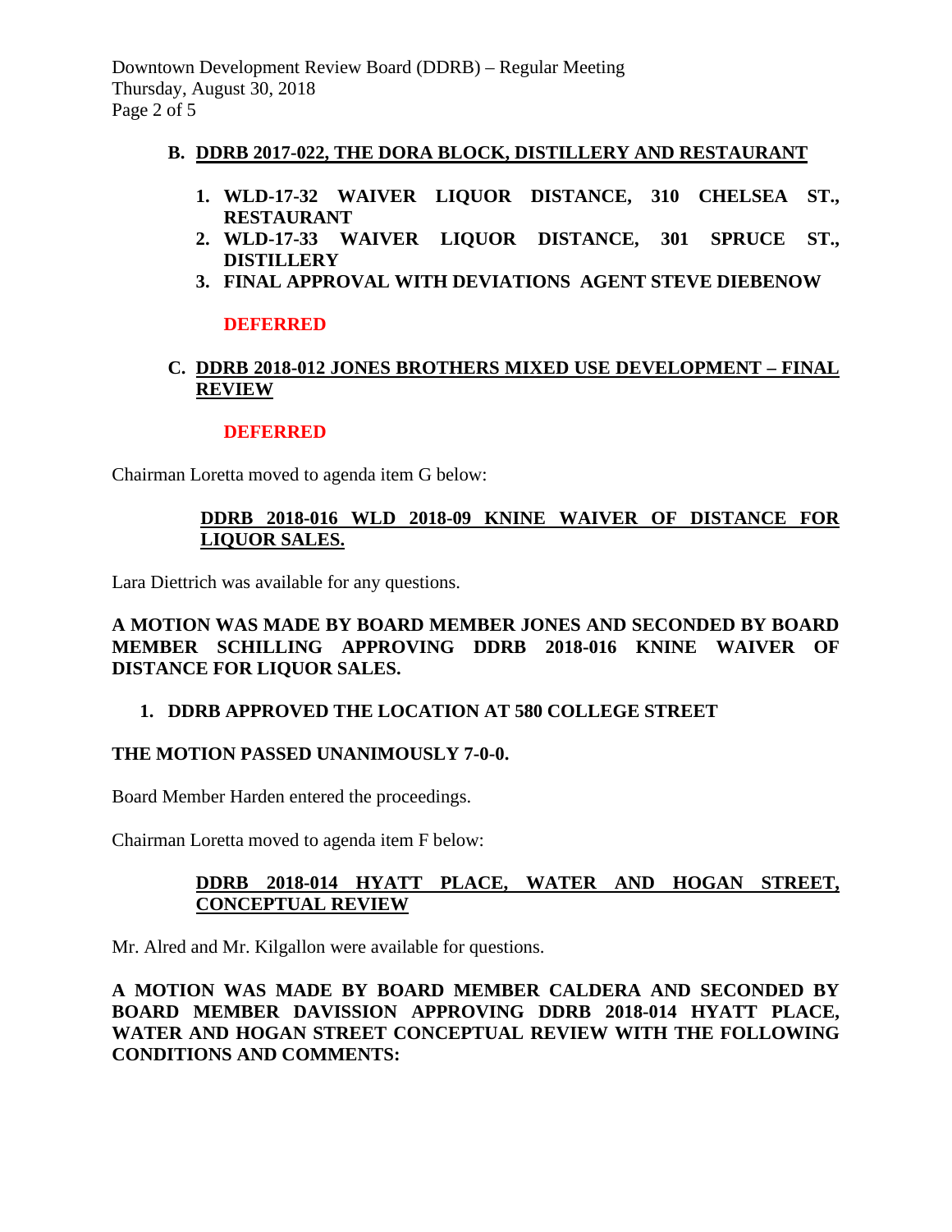### B. DDRB 2017-022, THE DORA BLOCK, DISTILLERY AND RESTAURANT

1. **WLD-17-32 WAIVER LIQUOR DISTANCE, 310 CHELSEA ST., RESTAURANT**
2. **WLD-17-33 WAIVER LIQUOR DISTANCE, 301 SPRUCE ST., DISTILLERY**
3. **FINAL APPROVAL WITH DEVIATIONS AGENT STEVE DIEBENOW**

**DEFERRED**

### C. DDRB 2018-012 JONES BROTHERS MIXED USE DEVELOPMENT – FINAL REVIEW

**DEFERRED**

Chairman Loretta moved to agenda item G below:

**DDRB 2018-016 WLD 2018-09 KNINE WAIVER OF DISTANCE FOR LIQUOR SALES.**

Lara Diettrich was available for any questions.

**A MOTION WAS MADE BY BOARD MEMBER JONES AND SECONDED BY BOARD MEMBER SCHILLING APPROVING DDRB 2018-016 KNINE WAIVER OF DISTANCE FOR LIQUOR SALES.**

1. **DDRB APPROVED THE LOCATION AT 580 COLLEGE STREET**

**THE MOTION PASSED UNANIMOUSLY 7-0-0.**

Board Member Harden entered the proceedings.

Chairman Loretta moved to agenda item F below:

**DDRB 2018-014 HYATT PLACE, WATER AND HOGAN STREET, CONCEPTUAL REVIEW**

Mr. Alred and Mr. Kilgallon were available for questions.

**A MOTION WAS MADE BY BOARD MEMBER CALDERA AND SECONDED BY BOARD MEMBER DAVISSION APPROVING DDRB 2018-014 HYATT PLACE, WATER AND HOGAN STREET CONCEPTUAL REVIEW WITH THE FOLLOWING CONDITIONS AND COMMENTS:**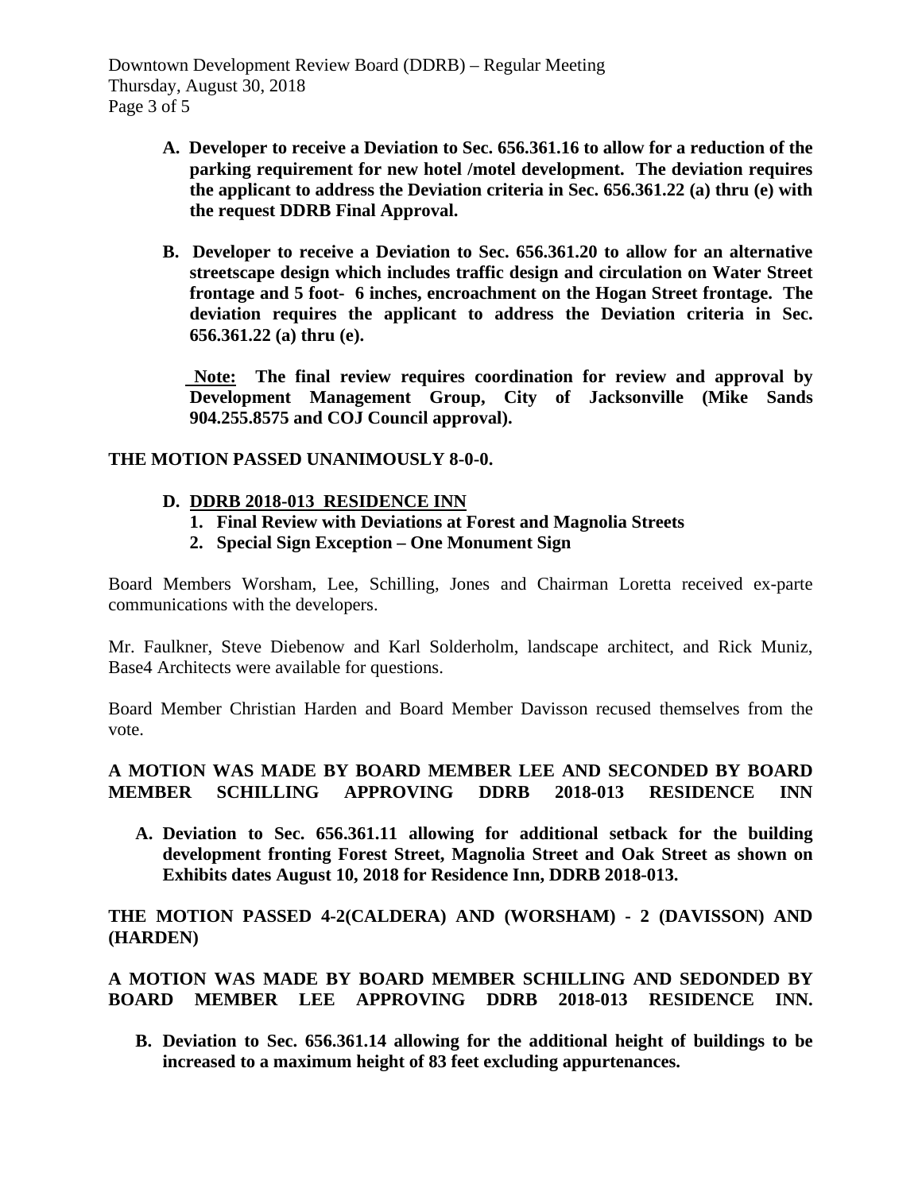**A. Developer to receive a Deviation to Sec. 656.361.16 to allow for a reduction of the parking requirement for new hotel /motel development. The deviation requires the applicant to address the Deviation criteria in Sec. 656.361.22 (a) thru (e) with the request DDRB Final Approval.**

**B. Developer to receive a Deviation to Sec. 656.361.20 to allow for an alternative streetscape design which includes traffic design and circulation on Water Street frontage and 5 foot- 6 inches, encroachment on the Hogan Street frontage. The deviation requires the applicant to address the Deviation criteria in Sec. 656.361.22 (a) thru (e).**

**Note:** **The final review requires coordination for review and approval by Development Management Group, City of Jacksonville (Mike Sands 904.255.8575 and COJ Council approval).**

**THE MOTION PASSED UNANIMOUSLY 8-0-0.**

**D. DDRB 2018-013 RESIDENCE INN**

1. **Final Review with Deviations at Forest and Magnolia Streets**
2. **Special Sign Exception – One Monument Sign**

Board Members Worsham, Lee, Schilling, Jones and Chairman Loretta received ex-parte communications with the developers.

Mr. Faulkner, Steve Diebenow and Karl Solderholm, landscape architect, and Rick Muniz, Base4 Architects were available for questions.

Board Member Christian Harden and Board Member Davisson recused themselves from the vote.

**A MOTION WAS MADE BY BOARD MEMBER LEE AND SECONDED BY BOARD MEMBER SCHILLING APPROVING DDRB 2018-013 RESIDENCE INN**

**A. Deviation to Sec. 656.361.11 allowing for additional setback for the building development fronting Forest Street, Magnolia Street and Oak Street as shown on Exhibits dates August 10, 2018 for Residence Inn, DDRB 2018-013.**

**THE MOTION PASSED 4-2(CALDERA) AND (WORSHAM) - 2 (DAVISSON) AND (HARDEN)**

**A MOTION WAS MADE BY BOARD MEMBER SCHILLING AND SEDONDED BY BOARD MEMBER LEE APPROVING DDRB 2018-013 RESIDENCE INN.**

**B. Deviation to Sec. 656.361.14 allowing for the additional height of buildings to be increased to a maximum height of 83 feet excluding appurtenances.**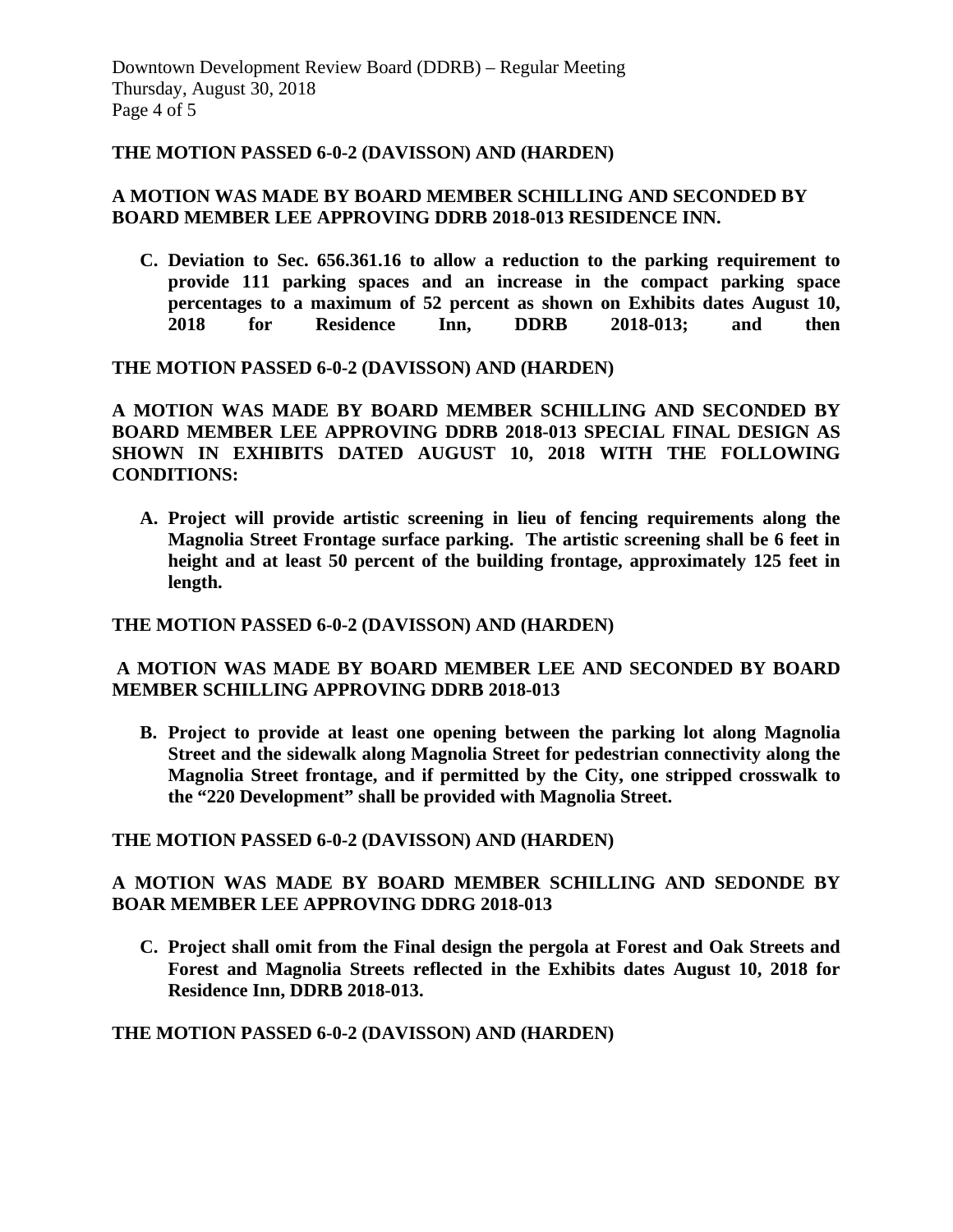**THE MOTION PASSED 6-0-2 (DAVISSON) AND (HARDEN)**

**A MOTION WAS MADE BY BOARD MEMBER SCHILLING AND SECONDED BY BOARD MEMBER LEE APPROVING DDRB 2018-013 RESIDENCE INN.**

**C. Deviation to Sec. 656.361.16 to allow a reduction to the parking requirement to provide 111 parking spaces and an increase in the compact parking space percentages to a maximum of 52 percent as shown on Exhibits dates August 10, 2018 for Residence Inn, DDRB 2018-013; and then**

**THE MOTION PASSED 6-0-2 (DAVISSON) AND (HARDEN)**

**A MOTION WAS MADE BY BOARD MEMBER SCHILLING AND SECONDED BY BOARD MEMBER LEE APPROVING DDRB 2018-013 SPECIAL FINAL DESIGN AS SHOWN IN EXHIBITS DATED AUGUST 10, 2018 WITH THE FOLLOWING CONDITIONS:**

**A. Project will provide artistic screening in lieu of fencing requirements along the Magnolia Street Frontage surface parking. The artistic screening shall be 6 feet in height and at least 50 percent of the building frontage, approximately 125 feet in length.**

**THE MOTION PASSED 6-0-2 (DAVISSON) AND (HARDEN)**

**A MOTION WAS MADE BY BOARD MEMBER LEE AND SECONDED BY BOARD MEMBER SCHILLING APPROVING DDRB 2018-013**

**B. Project to provide at least one opening between the parking lot along Magnolia Street and the sidewalk along Magnolia Street for pedestrian connectivity along the Magnolia Street frontage, and if permitted by the City, one stripped crosswalk to the "220 Development" shall be provided with Magnolia Street.**

**THE MOTION PASSED 6-0-2 (DAVISSON) AND (HARDEN)**

**A MOTION WAS MADE BY BOARD MEMBER SCHILLING AND SEDONDE BY BOAR MEMBER LEE APPROVING DDRG 2018-013**

**C. Project shall omit from the Final design the pergola at Forest and Oak Streets and Forest and Magnolia Streets reflected in the Exhibits dates August 10, 2018 for Residence Inn, DDRB 2018-013.**

**THE MOTION PASSED 6-0-2 (DAVISSON) AND (HARDEN)**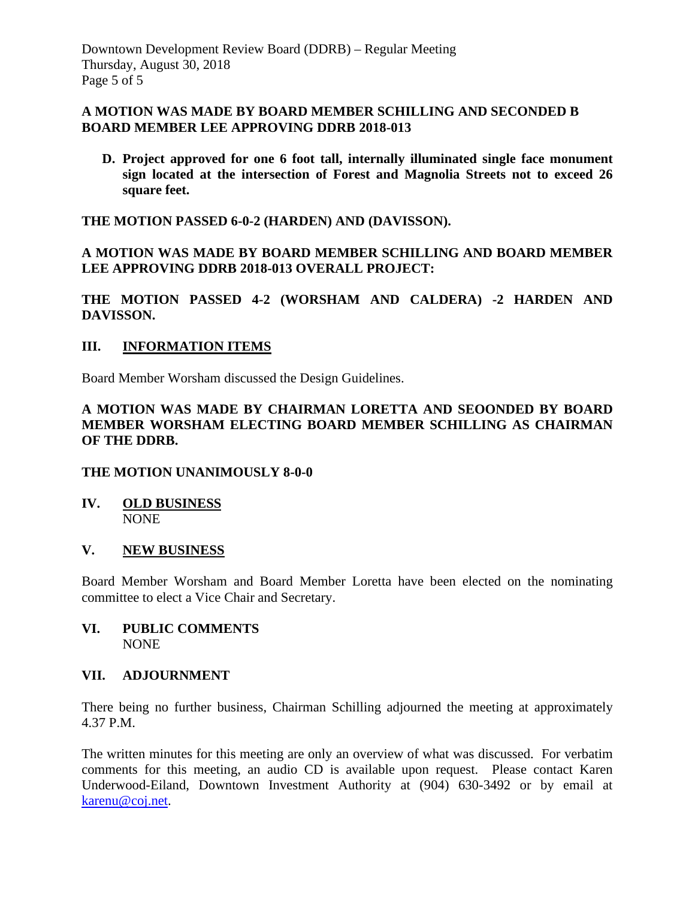**A MOTION WAS MADE BY BOARD MEMBER SCHILLING AND SECONDED B BOARD MEMBER LEE APPROVING DDRB 2018-013**

**D. Project approved for one 6 foot tall, internally illuminated single face monument sign located at the intersection of Forest and Magnolia Streets not to exceed 26 square feet.**

**THE MOTION PASSED 6-0-2 (HARDEN) AND (DAVISSON).**

**A MOTION WAS MADE BY BOARD MEMBER SCHILLING AND BOARD MEMBER LEE APPROVING DDRB 2018-013 OVERALL PROJECT:**

**THE MOTION PASSED 4-2 (WORSHAM AND CALDERA) -2 HARDEN AND DAVISSON.**

## III. INFORMATION ITEMS

Board Member Worsham discussed the Design Guidelines.

**A MOTION WAS MADE BY CHAIRMAN LORETTA AND SEOONDED BY BOARD MEMBER WORSHAM ELECTING BOARD MEMBER SCHILLING AS CHAIRMAN OF THE DDRB.**

**THE MOTION UNANIMOUSLY 8-0-0**

## IV. OLD BUSINESS

NONE

## V. NEW BUSINESS

Board Member Worsham and Board Member Loretta have been elected on the nominating committee to elect a Vice Chair and Secretary.

## VI. PUBLIC COMMENTS

NONE

## VII. ADJOURNMENT

There being no further business, Chairman Schilling adjourned the meeting at approximately 4.37 P.M.

The written minutes for this meeting are only an overview of what was discussed. For verbatim comments for this meeting, an audio CD is available upon request. Please contact Karen Underwood-Eiland, Downtown Investment Authority at (904) 630-3492 or by email at karenu@coj.net.